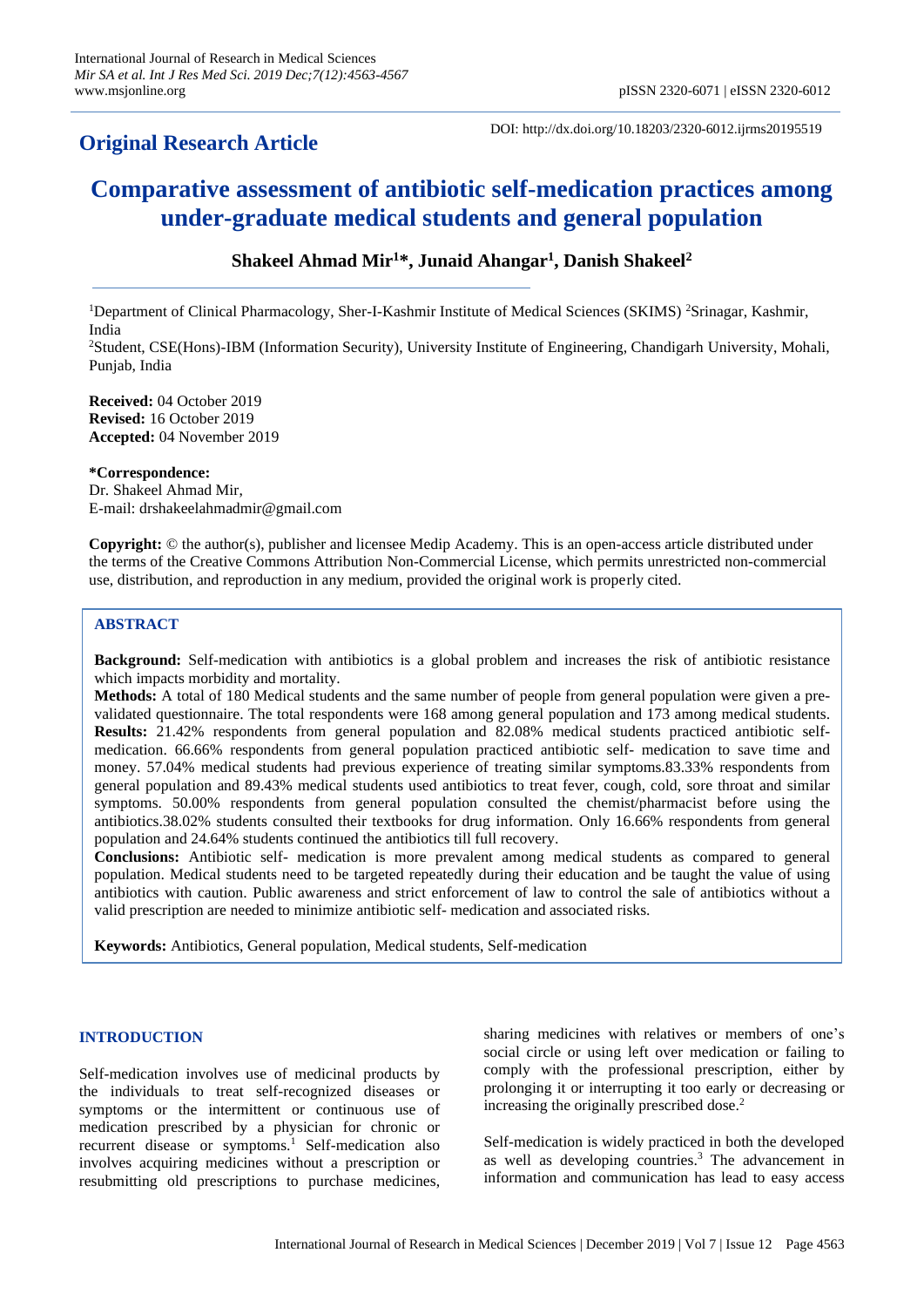## Original Research Article

DOI: http://dx.doi.org/10.18203/2320-6012.ijrms20195519

# Comparative assessment of antibiotic self-medication practices among under-graduate medical students and general population

**Shakeel Ahmad Mir[1]*, Junaid Ahangar[1], Danish Shakeel[2]**

[1]Department of Clinical Pharmacology, Sher-I-Kashmir Institute of Medical Sciences (SKIMS) [2]Srinagar, Kashmir, India

[2]Student, CSE(Hons)-IBM (Information Security), University Institute of Engineering, Chandigarh University, Mohali, Punjab, India

**Received:** 04 October 2019
**Revised:** 16 October 2019
**Accepted:** 04 November 2019

***Correspondence:**
Dr. Shakeel Ahmad Mir,
E-mail: drshakeelahmadmir@gmail.com

**Copyright:** © the author(s), publisher and licensee Medip Academy. This is an open-access article distributed under the terms of the Creative Commons Attribution Non-Commercial License, which permits unrestricted non-commercial use, distribution, and reproduction in any medium, provided the original work is properly cited.

## ABSTRACT

**Background:** Self-medication with antibiotics is a global problem and increases the risk of antibiotic resistance which impacts morbidity and mortality.

**Methods:** A total of 180 Medical students and the same number of people from general population were given a pre-validated questionnaire. The total respondents were 168 among general population and 173 among medical students.

**Results:** 21.42% respondents from general population and 82.08% medical students practiced antibiotic self-medication. 66.66% respondents from general population practiced antibiotic self- medication to save time and money. 57.04% medical students had previous experience of treating similar symptoms.83.33% respondents from general population and 89.43% medical students used antibiotics to treat fever, cough, cold, sore throat and similar symptoms. 50.00% respondents from general population consulted the chemist/pharmacist before using the antibiotics.38.02% students consulted their textbooks for drug information. Only 16.66% respondents from general population and 24.64% students continued the antibiotics till full recovery.

**Conclusions:** Antibiotic self- medication is more prevalent among medical students as compared to general population. Medical students need to be targeted repeatedly during their education and be taught the value of using antibiotics with caution. Public awareness and strict enforcement of law to control the sale of antibiotics without a valid prescription are needed to minimize antibiotic self- medication and associated risks.

**Keywords:** Antibiotics, General population, Medical students, Self-medication

## INTRODUCTION

Self-medication involves use of medicinal products by the individuals to treat self-recognized diseases or symptoms or the intermittent or continuous use of medication prescribed by a physician for chronic or recurrent disease or symptoms.[1] Self-medication also involves acquiring medicines without a prescription or resubmitting old prescriptions to purchase medicines, sharing medicines with relatives or members of one's social circle or using left over medication or failing to comply with the professional prescription, either by prolonging it or interrupting it too early or decreasing or increasing the originally prescribed dose.[2]

Self-medication is widely practiced in both the developed as well as developing countries.[3] The advancement in information and communication has lead to easy access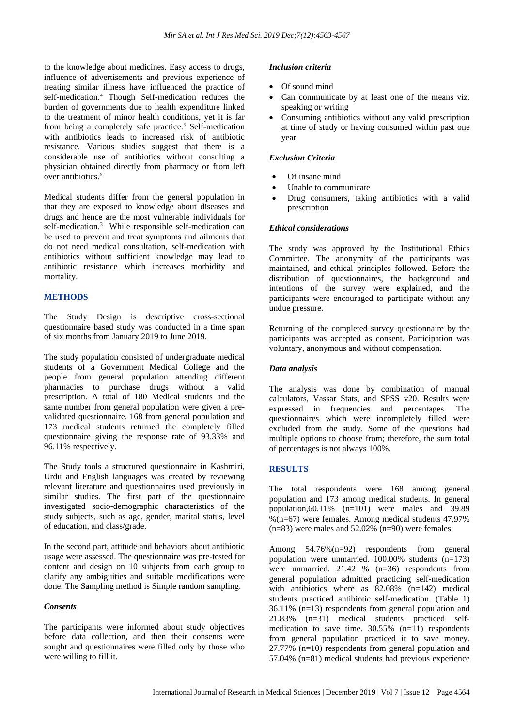to the knowledge about medicines. Easy access to drugs, influence of advertisements and previous experience of treating similar illness have influenced the practice of self-medication.[4] Though Self-medication reduces the burden of governments due to health expenditure linked to the treatment of minor health conditions, yet it is far from being a completely safe practice.[5] Self-medication with antibiotics leads to increased risk of antibiotic resistance. Various studies suggest that there is a considerable use of antibiotics without consulting a physician obtained directly from pharmacy or from left over antibiotics.[6]

Medical students differ from the general population in that they are exposed to knowledge about diseases and drugs and hence are the most vulnerable individuals for self-medication.[3] While responsible self-medication can be used to prevent and treat symptoms and ailments that do not need medical consultation, self-medication with antibiotics without sufficient knowledge may lead to antibiotic resistance which increases morbidity and mortality.

## METHODS

The Study Design is descriptive cross-sectional questionnaire based study was conducted in a time span of six months from January 2019 to June 2019.

The study population consisted of undergraduate medical students of a Government Medical College and the people from general population attending different pharmacies to purchase drugs without a valid prescription. A total of 180 Medical students and the same number from general population were given a pre-validated questionnaire. 168 from general population and 173 medical students returned the completely filled questionnaire giving the response rate of 93.33% and 96.11% respectively.

The Study tools a structured questionnaire in Kashmiri, Urdu and English languages was created by reviewing relevant literature and questionnaires used previously in similar studies. The first part of the questionnaire investigated socio-demographic characteristics of the study subjects, such as age, gender, marital status, level of education, and class/grade.

In the second part, attitude and behaviors about antibiotic usage were assessed. The questionnaire was pre-tested for content and design on 10 subjects from each group to clarify any ambiguities and suitable modifications were done. The Sampling method is Simple random sampling.

### *Consents*

The participants were informed about study objectives before data collection, and then their consents were sought and questionnaires were filled only by those who were willing to fill it.

### *Inclusion criteria*

- Of sound mind
- Can communicate by at least one of the means viz. speaking or writing
- Consuming antibiotics without any valid prescription at time of study or having consumed within past one year

### *Exclusion Criteria*

- Of insane mind
- Unable to communicate
- Drug consumers, taking antibiotics with a valid prescription

### *Ethical considerations*

The study was approved by the Institutional Ethics Committee. The anonymity of the participants was maintained, and ethical principles followed. Before the distribution of questionnaires, the background and intentions of the survey were explained, and the participants were encouraged to participate without any undue pressure.

Returning of the completed survey questionnaire by the participants was accepted as consent. Participation was voluntary, anonymous and without compensation.

### *Data analysis*

The analysis was done by combination of manual calculators, Vassar Stats, and SPSS v20. Results were expressed in frequencies and percentages. The questionnaires which were incompletely filled were excluded from the study. Some of the questions had multiple options to choose from; therefore, the sum total of percentages is not always 100%.

## RESULTS

The total respondents were 168 among general population and 173 among medical students. In general population,60.11% (n=101) were males and 39.89 %(n=67) were females. Among medical students 47.97% (n=83) were males and 52.02% (n=90) were females.

Among 54.76%(n=92) respondents from general population were unmarried. 100.00% students (n=173) were unmarried. 21.42 % (n=36) respondents from general population admitted practicing self-medication with antibiotics where as 82.08% (n=142) medical students practiced antibiotic self-medication. (Table 1) 36.11% (n=13) respondents from general population and 21.83% (n=31) medical students practiced self-medication to save time. 30.55% (n=11) respondents from general population practiced it to save money. 27.77% (n=10) respondents from general population and 57.04% (n=81) medical students had previous experience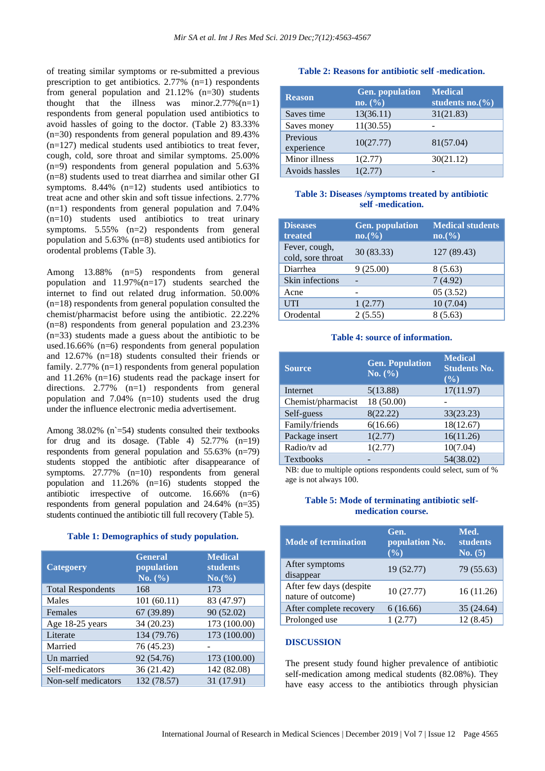of treating similar symptoms or re-submitted a previous prescription to get antibiotics. 2.77% (n=1) respondents from general population and 21.12% (n=30) students thought that the illness was minor.2.77%(n=1) respondents from general population used antibiotics to avoid hassles of going to the doctor. (Table 2) 83.33% (n=30) respondents from general population and 89.43% (n=127) medical students used antibiotics to treat fever, cough, cold, sore throat and similar symptoms. 25.00% (n=9) respondents from general population and 5.63% (n=8) students used to treat diarrhea and similar other GI symptoms. 8.44% (n=12) students used antibiotics to treat acne and other skin and soft tissue infections. 2.77% (n=1) respondents from general population and 7.04% (n=10) students used antibiotics to treat urinary symptoms. 5.55% (n=2) respondents from general population and 5.63% (n=8) students used antibiotics for orodental problems (Table 3).

Among 13.88% (n=5) respondents from general population and 11.97%(n=17) students searched the internet to find out related drug information. 50.00% (n=18) respondents from general population consulted the chemist/pharmacist before using the antibiotic. 22.22% (n=8) respondents from general population and 23.23% (n=33) students made a guess about the antibiotic to be used.16.66% (n=6) respondents from general population and 12.67% (n=18) students consulted their friends or family. 2.77% (n=1) respondents from general population and 11.26% (n=16) students read the package insert for directions. 2.77% (n=1) respondents from general population and 7.04% (n=10) students used the drug under the influence electronic media advertisement.

Among 38.02% (n`=54) students consulted their textbooks for drug and its dosage. (Table 4) 52.77% (n=19) respondents from general population and 55.63% (n=79) students stopped the antibiotic after disappearance of symptoms. 27.77% (n=10) respondents from general population and 11.26% (n=16) students stopped the antibiotic irrespective of outcome. 16.66% (n=6) respondents from general population and 24.64% (n=35) students continued the antibiotic till full recovery (Table 5).

**Table 1: Demographics of study population.**

| Categeory | General population No. (%) | Medical students No.(%) |
|---|---|---|
| Total Respondents | 168 | 173 |
| Males | 101 (60.11) | 83 (47.97) |
| Females | 67 (39.89) | 90 (52.02) |
| Age 18-25 years | 34 (20.23) | 173 (100.00) |
| Literate | 134 (79.76) | 173 (100.00) |
| Married | 76 (45.23) | - |
| Un married | 92 (54.76) | 173 (100.00) |
| Self-medicators | 36 (21.42) | 142 (82.08) |
| Non-self medicators | 132 (78.57) | 31 (17.91) |

**Table 2: Reasons for antibiotic self -medication.**

| Reason | Gen. population no. (%) | Medical students no.(%) |
|---|---|---|
| Saves time | 13(36.11) | 31(21.83) |
| Saves money | 11(30.55) | - |
| Previous experience | 10(27.77) | 81(57.04) |
| Minor illness | 1(2.77) | 30(21.12) |
| Avoids hassles | 1(2.77) | - |

**Table 3: Diseases /symptoms treated by antibiotic self -medication.**

| Diseases treated | Gen. population no.(%) | Medical students no.(%) |
|---|---|---|
| Fever, cough, cold, sore throat | 30 (83.33) | 127 (89.43) |
| Diarrhea | 9 (25.00) | 8 (5.63) |
| Skin infections | - | 7 (4.92) |
| Acne | - | 05 (3.52) |
| UTI | 1 (2.77) | 10 (7.04) |
| Orodental | 2 (5.55) | 8 (5.63) |

**Table 4: source of information.**

| Source | Gen. Population No. (%) | Medical Students No. (%) |
|---|---|---|
| Internet | 5(13.88) | 17(11.97) |
| Chemist/pharmacist | 18 (50.00) | - |
| Self-guess | 8(22.22) | 33(23.23) |
| Family/friends | 6(16.66) | 18(12.67) |
| Package insert | 1(2.77) | 16(11.26) |
| Radio/tv ad | 1(2.77) | 10(7.04) |
| Textbooks | - | 54(38.02) |

NB: due to multiple options respondents could select, sum of % age is not always 100.

**Table 5: Mode of terminating antibiotic self-medication course.**

| Mode of termination | Gen. population No. (%) | Med. students No. (5) |
|---|---|---|
| After symptoms disappear | 19 (52.77) | 79 (55.63) |
| After few days (despite nature of outcome) | 10 (27.77) | 16 (11.26) |
| After complete recovery | 6 (16.66) | 35 (24.64) |
| Prolonged use | 1 (2.77) | 12 (8.45) |

## DISCUSSION

The present study found higher prevalence of antibiotic self-medication among medical students (82.08%). They have easy access to the antibiotics through physician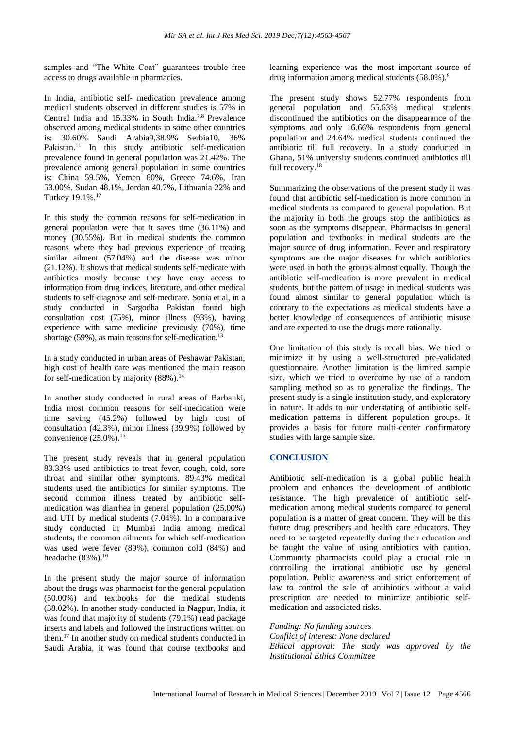samples and "The White Coat" guarantees trouble free access to drugs available in pharmacies.

In India, antibiotic self- medication prevalence among medical students observed in different studies is 57% in Central India and 15.33% in South India.[7,8] Prevalence observed among medical students in some other countries is: 30.60% Saudi Arabia9,38.9% Serbia10, 36% Pakistan.[11] In this study antibiotic self-medication prevalence found in general population was 21.42%. The prevalence among general population in some countries is: China 59.5%, Yemen 60%, Greece 74.6%, Iran 53.00%, Sudan 48.1%, Jordan 40.7%, Lithuania 22% and Turkey 19.1%.[12]

In this study the common reasons for self-medication in general population were that it saves time (36.11%) and money (30.55%). But in medical students the common reasons where they had previous experience of treating similar ailment (57.04%) and the disease was minor (21.12%). It shows that medical students self-medicate with antibiotics mostly because they have easy access to information from drug indices, literature, and other medical students to self-diagnose and self-medicate. Sonia et al, in a study conducted in Sargodha Pakistan found high consultation cost (75%), minor illness (93%), having experience with same medicine previously (70%), time shortage (59%), as main reasons for self-medication.[13]

In a study conducted in urban areas of Peshawar Pakistan, high cost of health care was mentioned the main reason for self-medication by majority (88%).[14]

In another study conducted in rural areas of Barbanki, India most common reasons for self-medication were time saving (45.2%) followed by high cost of consultation (42.3%), minor illness (39.9%) followed by convenience (25.0%).[15]

The present study reveals that in general population 83.33% used antibiotics to treat fever, cough, cold, sore throat and similar other symptoms. 89.43% medical students used the antibiotics for similar symptoms. The second common illness treated by antibiotic self-medication was diarrhea in general population (25.00%) and UTI by medical students (7.04%). In a comparative study conducted in Mumbai India among medical students, the common ailments for which self-medication was used were fever (89%), common cold (84%) and headache (83%).[16]

In the present study the major source of information about the drugs was pharmacist for the general population (50.00%) and textbooks for the medical students (38.02%). In another study conducted in Nagpur, India, it was found that majority of students (79.1%) read package inserts and labels and followed the instructions written on them.[17] In another study on medical students conducted in Saudi Arabia, it was found that course textbooks and learning experience was the most important source of drug information among medical students (58.0%).[9]

The present study shows 52.77% respondents from general population and 55.63% medical students discontinued the antibiotics on the disappearance of the symptoms and only 16.66% respondents from general population and 24.64% medical students continued the antibiotic till full recovery. In a study conducted in Ghana, 51% university students continued antibiotics till full recovery.[18]

Summarizing the observations of the present study it was found that antibiotic self-medication is more common in medical students as compared to general population. But the majority in both the groups stop the antibiotics as soon as the symptoms disappear. Pharmacists in general population and textbooks in medical students are the major source of drug information. Fever and respiratory symptoms are the major diseases for which antibiotics were used in both the groups almost equally. Though the antibiotic self-medication is more prevalent in medical students, but the pattern of usage in medical students was found almost similar to general population which is contrary to the expectations as medical students have a better knowledge of consequences of antibiotic misuse and are expected to use the drugs more rationally.

One limitation of this study is recall bias. We tried to minimize it by using a well-structured pre-validated questionnaire. Another limitation is the limited sample size, which we tried to overcome by use of a random sampling method so as to generalize the findings. The present study is a single institution study, and exploratory in nature. It adds to our understating of antibiotic self-medication patterns in different population groups. It provides a basis for future multi-center confirmatory studies with large sample size.

## CONCLUSION

Antibiotic self-medication is a global public health problem and enhances the development of antibiotic resistance. The high prevalence of antibiotic self-medication among medical students compared to general population is a matter of great concern. They will be this future drug prescribers and health care educators. They need to be targeted repeatedly during their education and be taught the value of using antibiotics with caution. Community pharmacists could play a crucial role in controlling the irrational antibiotic use by general population. Public awareness and strict enforcement of law to control the sale of antibiotics without a valid prescription are needed to minimize antibiotic self-medication and associated risks.

*Funding: No funding sources*
*Conflict of interest: None declared*
*Ethical approval: The study was approved by the Institutional Ethics Committee*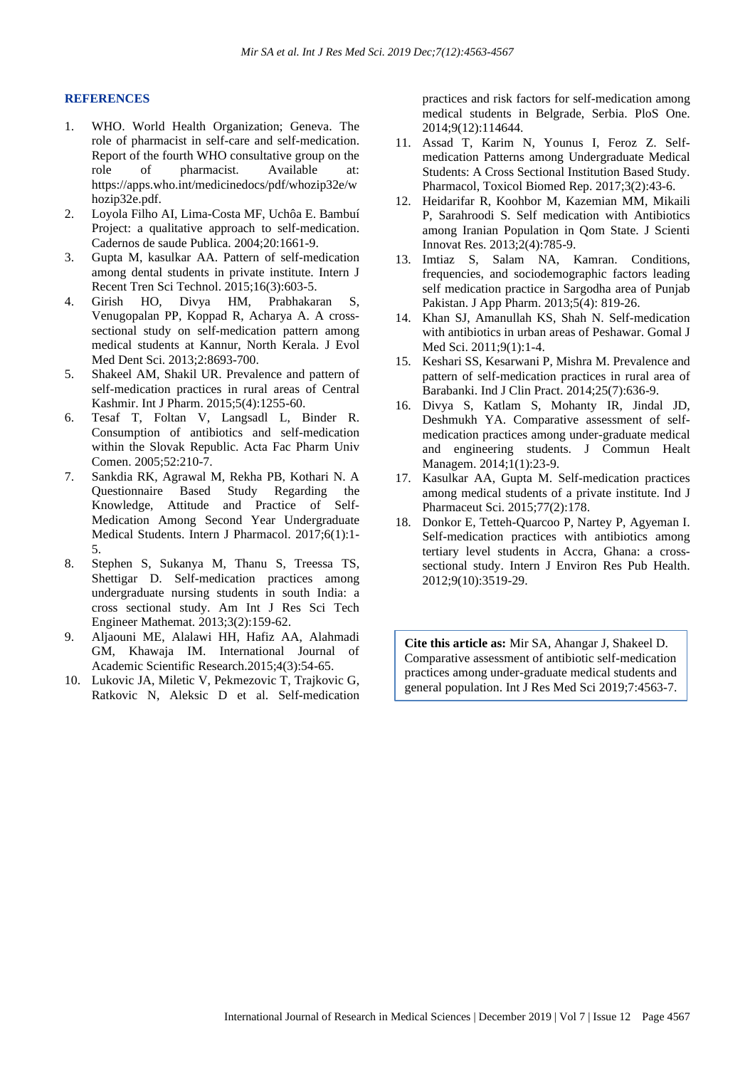## REFERENCES

1. WHO. World Health Organization; Geneva. The role of pharmacist in self-care and self-medication. Report of the fourth WHO consultative group on the role of pharmacist. Available at: https://apps.who.int/medicinedocs/pdf/whozip32e/whozip32e.pdf.
2. Loyola Filho AI, Lima-Costa MF, Uchôa E. Bambuí Project: a qualitative approach to self-medication. Cadernos de saude Publica. 2004;20:1661-9.
3. Gupta M, kasulkar AA. Pattern of self-medication among dental students in private institute. Intern J Recent Tren Sci Technol. 2015;16(3):603-5.
4. Girish HO, Divya HM, Prabhakaran S, Venugopalan PP, Koppad R, Acharya A. A cross-sectional study on self-medication pattern among medical students at Kannur, North Kerala. J Evol Med Dent Sci. 2013;2:8693-700.
5. Shakeel AM, Shakil UR. Prevalence and pattern of self-medication practices in rural areas of Central Kashmir. Int J Pharm. 2015;5(4):1255-60.
6. Tesaf T, Foltan V, Langsadl L, Binder R. Consumption of antibiotics and self-medication within the Slovak Republic. Acta Fac Pharm Univ Comen. 2005;52:210-7.
7. Sankdia RK, Agrawal M, Rekha PB, Kothari N. A Questionnaire Based Study Regarding the Knowledge, Attitude and Practice of Self-Medication Among Second Year Undergraduate Medical Students. Intern J Pharmacol. 2017;6(1):1-5.
8. Stephen S, Sukanya M, Thanu S, Treessa TS, Shettigar D. Self-medication practices among undergraduate nursing students in south India: a cross sectional study. Am Int J Res Sci Tech Engineer Mathemat. 2013;3(2):159-62.
9. Aljaouni ME, Alalawi HH, Hafiz AA, Alahmadi GM, Khawaja IM. International Journal of Academic Scientific Research.2015;4(3):54-65.
10. Lukovic JA, Miletic V, Pekmezovic T, Trajkovic G, Ratkovic N, Aleksic D et al. Self-medication practices and risk factors for self-medication among medical students in Belgrade, Serbia. PloS One. 2014;9(12):114644.
11. Assad T, Karim N, Younus I, Feroz Z. Self-medication Patterns among Undergraduate Medical Students: A Cross Sectional Institution Based Study. Pharmacol, Toxicol Biomed Rep. 2017;3(2):43-6.
12. Heidarifar R, Koohbor M, Kazemian MM, Mikaili P, Sarahroodi S. Self medication with Antibiotics among Iranian Population in Qom State. J Scienti Innovat Res. 2013;2(4):785-9.
13. Imtiaz S, Salam NA, Kamran. Conditions, frequencies, and sociodemographic factors leading self medication practice in Sargodha area of Punjab Pakistan. J App Pharm. 2013;5(4): 819-26.
14. Khan SJ, Amanullah KS, Shah N. Self-medication with antibiotics in urban areas of Peshawar. Gomal J Med Sci. 2011;9(1):1-4.
15. Keshari SS, Kesarwani P, Mishra M. Prevalence and pattern of self-medication practices in rural area of Barabanki. Ind J Clin Pract. 2014;25(7):636-9.
16. Divya S, Katlam S, Mohanty IR, Jindal JD, Deshmukh YA. Comparative assessment of self-medication practices among under-graduate medical and engineering students. J Commun Healt Managem. 2014;1(1):23-9.
17. Kasulkar AA, Gupta M. Self-medication practices among medical students of a private institute. Ind J Pharmaceut Sci. 2015;77(2):178.
18. Donkor E, Tetteh-Quarcoo P, Nartey P, Agyeman I. Self-medication practices with antibiotics among tertiary level students in Accra, Ghana: a cross-sectional study. Intern J Environ Res Pub Health. 2012;9(10):3519-29.

**Cite this article as:** Mir SA, Ahangar J, Shakeel D. Comparative assessment of antibiotic self-medication practices among under-graduate medical students and general population. Int J Res Med Sci 2019;7:4563-7.